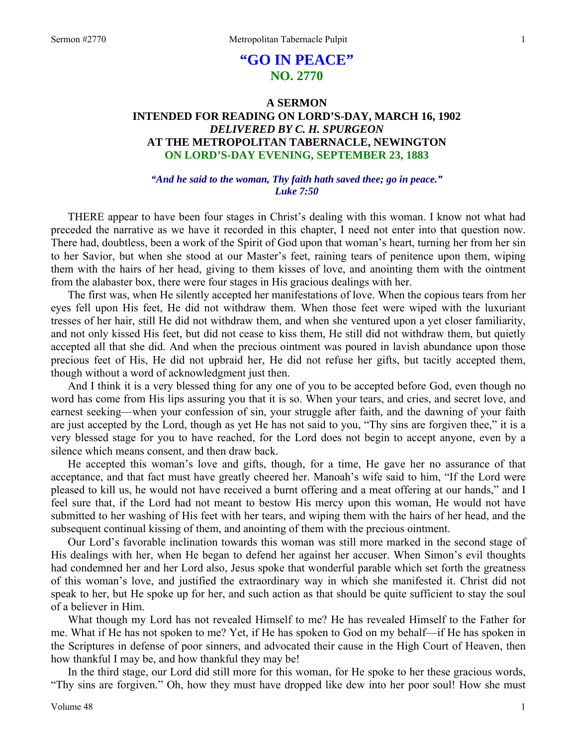# "GO IN PEACE"
## NO. 2770

### A SERMON
### INTENDED FOR READING ON LORD'S-DAY, MARCH 16, 1902
### *DELIVERED BY C. H. SPURGEON*
### AT THE METROPOLITAN TABERNACLE, NEWINGTON
### ON LORD'S-DAY EVENING, SEPTEMBER 23, 1883

***"And he said to the woman, Thy faith hath saved thee; go in peace." Luke 7:50***

THERE appear to have been four stages in Christ's dealing with this woman. I know not what had preceded the narrative as we have it recorded in this chapter, I need not enter into that question now. There had, doubtless, been a work of the Spirit of God upon that woman's heart, turning her from her sin to her Savior, but when she stood at our Master's feet, raining tears of penitence upon them, wiping them with the hairs of her head, giving to them kisses of love, and anointing them with the ointment from the alabaster box, there were four stages in His gracious dealings with her.

The first was, when He silently accepted her manifestations of love. When the copious tears from her eyes fell upon His feet, He did not withdraw them. When those feet were wiped with the luxuriant tresses of her hair, still He did not withdraw them, and when she ventured upon a yet closer familiarity, and not only kissed His feet, but did not cease to kiss them, He still did not withdraw them, but quietly accepted all that she did. And when the precious ointment was poured in lavish abundance upon those precious feet of His, He did not upbraid her, He did not refuse her gifts, but tacitly accepted them, though without a word of acknowledgment just then.

And I think it is a very blessed thing for any one of you to be accepted before God, even though no word has come from His lips assuring you that it is so. When your tears, and cries, and secret love, and earnest seeking—when your confession of sin, your struggle after faith, and the dawning of your faith are just accepted by the Lord, though as yet He has not said to you, "Thy sins are forgiven thee," it is a very blessed stage for you to have reached, for the Lord does not begin to accept anyone, even by a silence which means consent, and then draw back.

He accepted this woman's love and gifts, though, for a time, He gave her no assurance of that acceptance, and that fact must have greatly cheered her. Manoah's wife said to him, "If the Lord were pleased to kill us, he would not have received a burnt offering and a meat offering at our hands," and I feel sure that, if the Lord had not meant to bestow His mercy upon this woman, He would not have submitted to her washing of His feet with her tears, and wiping them with the hairs of her head, and the subsequent continual kissing of them, and anointing of them with the precious ointment.

Our Lord's favorable inclination towards this woman was still more marked in the second stage of His dealings with her, when He began to defend her against her accuser. When Simon's evil thoughts had condemned her and her Lord also, Jesus spoke that wonderful parable which set forth the greatness of this woman's love, and justified the extraordinary way in which she manifested it. Christ did not speak to her, but He spoke up for her, and such action as that should be quite sufficient to stay the soul of a believer in Him.

What though my Lord has not revealed Himself to me? He has revealed Himself to the Father for me. What if He has not spoken to me? Yet, if He has spoken to God on my behalf—if He has spoken in the Scriptures in defense of poor sinners, and advocated their cause in the High Court of Heaven, then how thankful I may be, and how thankful they may be!

In the third stage, our Lord did still more for this woman, for He spoke to her these gracious words, "Thy sins are forgiven." Oh, how they must have dropped like dew into her poor soul! How she must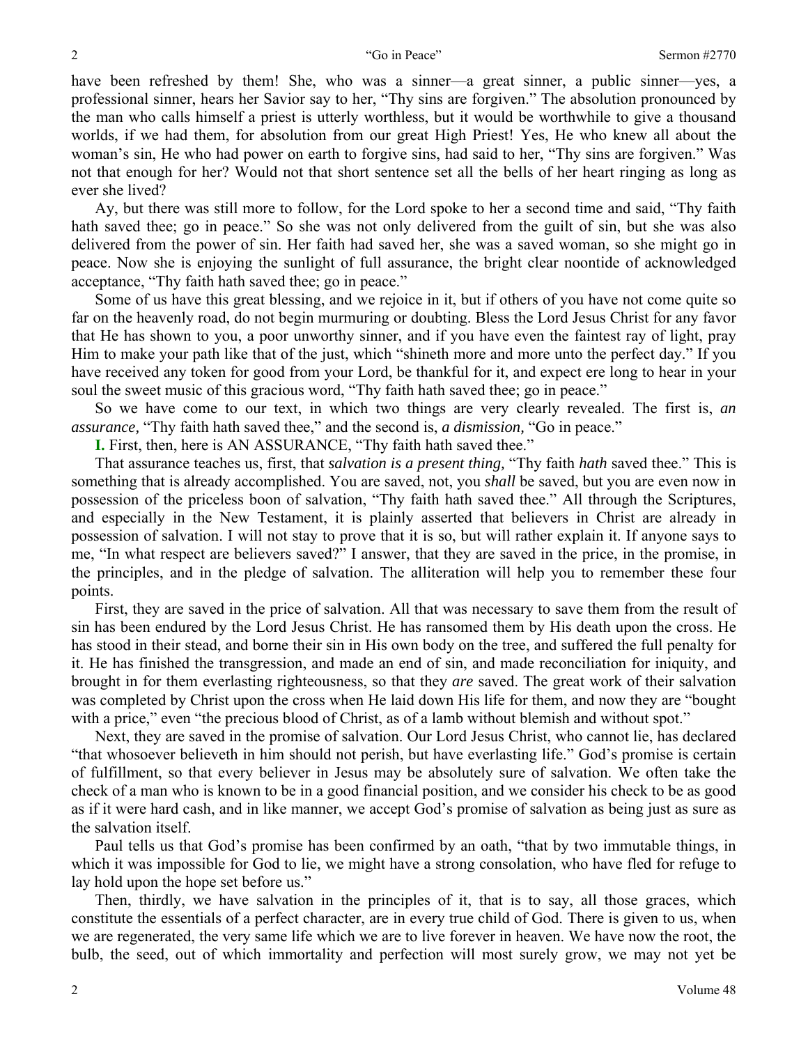have been refreshed by them! She, who was a sinner—a great sinner, a public sinner—yes, a professional sinner, hears her Savior say to her, "Thy sins are forgiven." The absolution pronounced by the man who calls himself a priest is utterly worthless, but it would be worthwhile to give a thousand worlds, if we had them, for absolution from our great High Priest! Yes, He who knew all about the woman's sin, He who had power on earth to forgive sins, had said to her, "Thy sins are forgiven." Was not that enough for her? Would not that short sentence set all the bells of her heart ringing as long as ever she lived?

Ay, but there was still more to follow, for the Lord spoke to her a second time and said, "Thy faith hath saved thee; go in peace." So she was not only delivered from the guilt of sin, but she was also delivered from the power of sin. Her faith had saved her, she was a saved woman, so she might go in peace. Now she is enjoying the sunlight of full assurance, the bright clear noontide of acknowledged acceptance, "Thy faith hath saved thee; go in peace."

Some of us have this great blessing, and we rejoice in it, but if others of you have not come quite so far on the heavenly road, do not begin murmuring or doubting. Bless the Lord Jesus Christ for any favor that He has shown to you, a poor unworthy sinner, and if you have even the faintest ray of light, pray Him to make your path like that of the just, which "shineth more and more unto the perfect day." If you have received any token for good from your Lord, be thankful for it, and expect ere long to hear in your soul the sweet music of this gracious word, "Thy faith hath saved thee; go in peace."

So we have come to our text, in which two things are very clearly revealed. The first is, *an assurance,* "Thy faith hath saved thee," and the second is, *a dismission,* "Go in peace."

**I.** First, then, here is AN ASSURANCE, "Thy faith hath saved thee."

That assurance teaches us, first, that *salvation is a present thing,* "Thy faith *hath* saved thee." This is something that is already accomplished. You are saved, not, you *shall* be saved, but you are even now in possession of the priceless boon of salvation, "Thy faith hath saved thee." All through the Scriptures, and especially in the New Testament, it is plainly asserted that believers in Christ are already in possession of salvation. I will not stay to prove that it is so, but will rather explain it. If anyone says to me, "In what respect are believers saved?" I answer, that they are saved in the price, in the promise, in the principles, and in the pledge of salvation. The alliteration will help you to remember these four points.

First, they are saved in the price of salvation. All that was necessary to save them from the result of sin has been endured by the Lord Jesus Christ. He has ransomed them by His death upon the cross. He has stood in their stead, and borne their sin in His own body on the tree, and suffered the full penalty for it. He has finished the transgression, and made an end of sin, and made reconciliation for iniquity, and brought in for them everlasting righteousness, so that they *are* saved. The great work of their salvation was completed by Christ upon the cross when He laid down His life for them, and now they are "bought with a price," even "the precious blood of Christ, as of a lamb without blemish and without spot."

Next, they are saved in the promise of salvation. Our Lord Jesus Christ, who cannot lie, has declared "that whosoever believeth in him should not perish, but have everlasting life." God's promise is certain of fulfillment, so that every believer in Jesus may be absolutely sure of salvation. We often take the check of a man who is known to be in a good financial position, and we consider his check to be as good as if it were hard cash, and in like manner, we accept God's promise of salvation as being just as sure as the salvation itself.

Paul tells us that God's promise has been confirmed by an oath, "that by two immutable things, in which it was impossible for God to lie, we might have a strong consolation, who have fled for refuge to lay hold upon the hope set before us."

Then, thirdly, we have salvation in the principles of it, that is to say, all those graces, which constitute the essentials of a perfect character, are in every true child of God. There is given to us, when we are regenerated, the very same life which we are to live forever in heaven. We have now the root, the bulb, the seed, out of which immortality and perfection will most surely grow, we may not yet be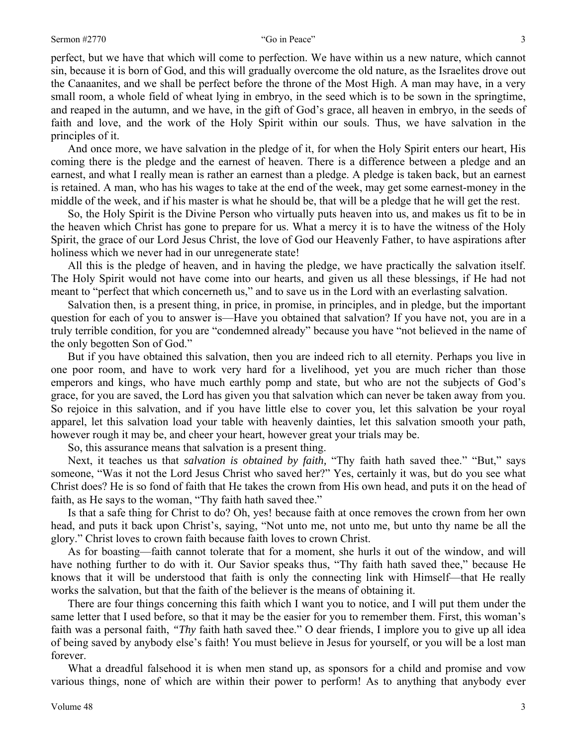perfect, but we have that which will come to perfection. We have within us a new nature, which cannot sin, because it is born of God, and this will gradually overcome the old nature, as the Israelites drove out the Canaanites, and we shall be perfect before the throne of the Most High. A man may have, in a very small room, a whole field of wheat lying in embryo, in the seed which is to be sown in the springtime, and reaped in the autumn, and we have, in the gift of God's grace, all heaven in embryo, in the seeds of faith and love, and the work of the Holy Spirit within our souls. Thus, we have salvation in the principles of it.

And once more, we have salvation in the pledge of it, for when the Holy Spirit enters our heart, His coming there is the pledge and the earnest of heaven. There is a difference between a pledge and an earnest, and what I really mean is rather an earnest than a pledge. A pledge is taken back, but an earnest is retained. A man, who has his wages to take at the end of the week, may get some earnest-money in the middle of the week, and if his master is what he should be, that will be a pledge that he will get the rest.

So, the Holy Spirit is the Divine Person who virtually puts heaven into us, and makes us fit to be in the heaven which Christ has gone to prepare for us. What a mercy it is to have the witness of the Holy Spirit, the grace of our Lord Jesus Christ, the love of God our Heavenly Father, to have aspirations after holiness which we never had in our unregenerate state!

All this is the pledge of heaven, and in having the pledge, we have practically the salvation itself. The Holy Spirit would not have come into our hearts, and given us all these blessings, if He had not meant to "perfect that which concerneth us," and to save us in the Lord with an everlasting salvation.

Salvation then, is a present thing, in price, in promise, in principles, and in pledge, but the important question for each of you to answer is—Have you obtained that salvation? If you have not, you are in a truly terrible condition, for you are "condemned already" because you have "not believed in the name of the only begotten Son of God."

But if you have obtained this salvation, then you are indeed rich to all eternity. Perhaps you live in one poor room, and have to work very hard for a livelihood, yet you are much richer than those emperors and kings, who have much earthly pomp and state, but who are not the subjects of God's grace, for you are saved, the Lord has given you that salvation which can never be taken away from you. So rejoice in this salvation, and if you have little else to cover you, let this salvation be your royal apparel, let this salvation load your table with heavenly dainties, let this salvation smooth your path, however rough it may be, and cheer your heart, however great your trials may be.

So, this assurance means that salvation is a present thing.

Next, it teaches us that *salvation is obtained by faith,* "Thy faith hath saved thee." "But," says someone, "Was it not the Lord Jesus Christ who saved her?" Yes, certainly it was, but do you see what Christ does? He is so fond of faith that He takes the crown from His own head, and puts it on the head of faith, as He says to the woman, "Thy faith hath saved thee."

Is that a safe thing for Christ to do? Oh, yes! because faith at once removes the crown from her own head, and puts it back upon Christ's, saying, "Not unto me, not unto me, but unto thy name be all the glory." Christ loves to crown faith because faith loves to crown Christ.

As for boasting—faith cannot tolerate that for a moment, she hurls it out of the window, and will have nothing further to do with it. Our Savior speaks thus, "Thy faith hath saved thee," because He knows that it will be understood that faith is only the connecting link with Himself—that He really works the salvation, but that the faith of the believer is the means of obtaining it.

There are four things concerning this faith which I want you to notice, and I will put them under the same letter that I used before, so that it may be the easier for you to remember them. First, this woman's faith was a personal faith, *"Thy* faith hath saved thee." O dear friends, I implore you to give up all idea of being saved by anybody else's faith! You must believe in Jesus for yourself, or you will be a lost man forever.

What a dreadful falsehood it is when men stand up, as sponsors for a child and promise and vow various things, none of which are within their power to perform! As to anything that anybody ever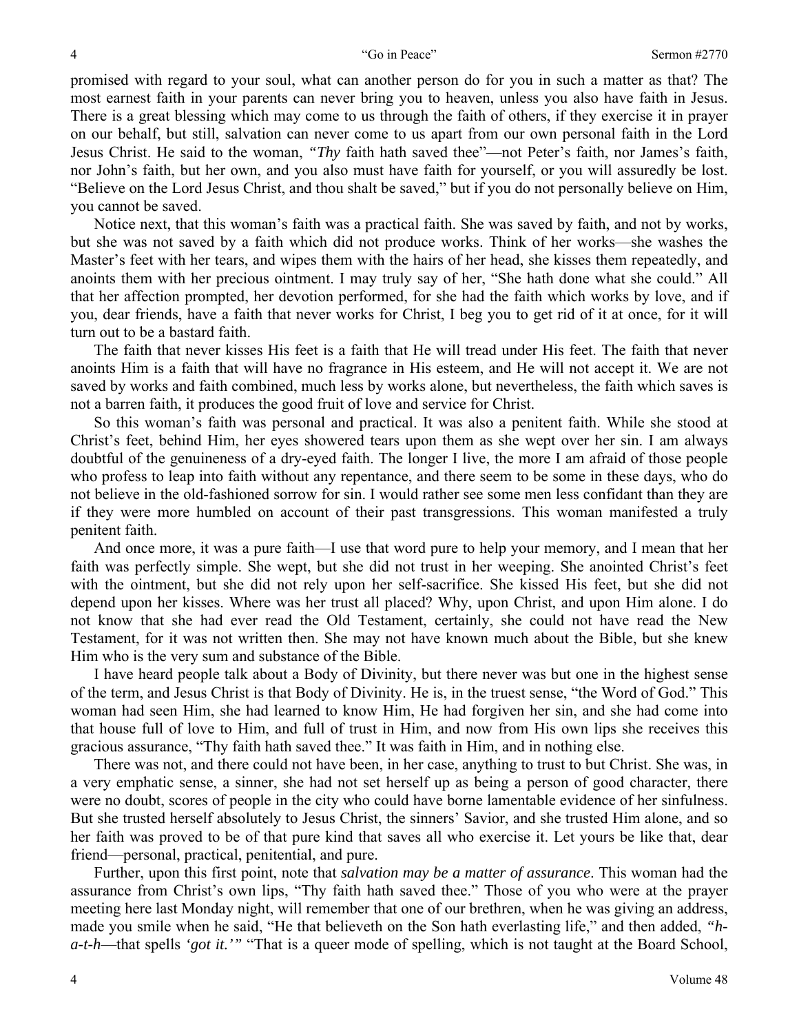promised with regard to your soul, what can another person do for you in such a matter as that? The most earnest faith in your parents can never bring you to heaven, unless you also have faith in Jesus. There is a great blessing which may come to us through the faith of others, if they exercise it in prayer on our behalf, but still, salvation can never come to us apart from our own personal faith in the Lord Jesus Christ. He said to the woman, *"Thy* faith hath saved thee"—not Peter's faith, nor James's faith, nor John's faith, but her own, and you also must have faith for yourself, or you will assuredly be lost. "Believe on the Lord Jesus Christ, and thou shalt be saved," but if you do not personally believe on Him, you cannot be saved.

Notice next, that this woman's faith was a practical faith. She was saved by faith, and not by works, but she was not saved by a faith which did not produce works. Think of her works—she washes the Master's feet with her tears, and wipes them with the hairs of her head, she kisses them repeatedly, and anoints them with her precious ointment. I may truly say of her, "She hath done what she could." All that her affection prompted, her devotion performed, for she had the faith which works by love, and if you, dear friends, have a faith that never works for Christ, I beg you to get rid of it at once, for it will turn out to be a bastard faith.

The faith that never kisses His feet is a faith that He will tread under His feet. The faith that never anoints Him is a faith that will have no fragrance in His esteem, and He will not accept it. We are not saved by works and faith combined, much less by works alone, but nevertheless, the faith which saves is not a barren faith, it produces the good fruit of love and service for Christ.

So this woman's faith was personal and practical. It was also a penitent faith. While she stood at Christ's feet, behind Him, her eyes showered tears upon them as she wept over her sin. I am always doubtful of the genuineness of a dry-eyed faith. The longer I live, the more I am afraid of those people who profess to leap into faith without any repentance, and there seem to be some in these days, who do not believe in the old-fashioned sorrow for sin. I would rather see some men less confidant than they are if they were more humbled on account of their past transgressions. This woman manifested a truly penitent faith.

And once more, it was a pure faith—I use that word pure to help your memory, and I mean that her faith was perfectly simple. She wept, but she did not trust in her weeping. She anointed Christ's feet with the ointment, but she did not rely upon her self-sacrifice. She kissed His feet, but she did not depend upon her kisses. Where was her trust all placed? Why, upon Christ, and upon Him alone. I do not know that she had ever read the Old Testament, certainly, she could not have read the New Testament, for it was not written then. She may not have known much about the Bible, but she knew Him who is the very sum and substance of the Bible.

I have heard people talk about a Body of Divinity, but there never was but one in the highest sense of the term, and Jesus Christ is that Body of Divinity. He is, in the truest sense, "the Word of God." This woman had seen Him, she had learned to know Him, He had forgiven her sin, and she had come into that house full of love to Him, and full of trust in Him, and now from His own lips she receives this gracious assurance, "Thy faith hath saved thee." It was faith in Him, and in nothing else.

There was not, and there could not have been, in her case, anything to trust to but Christ. She was, in a very emphatic sense, a sinner, she had not set herself up as being a person of good character, there were no doubt, scores of people in the city who could have borne lamentable evidence of her sinfulness. But she trusted herself absolutely to Jesus Christ, the sinners' Savior, and she trusted Him alone, and so her faith was proved to be of that pure kind that saves all who exercise it. Let yours be like that, dear friend—personal, practical, penitential, and pure.

Further, upon this first point, note that *salvation may be a matter of assurance*. This woman had the assurance from Christ's own lips, "Thy faith hath saved thee." Those of you who were at the prayer meeting here last Monday night, will remember that one of our brethren, when he was giving an address, made you smile when he said, "He that believeth on the Son hath everlasting life," and then added, *"h-a-t-h*—that spells *'got it.'"* "That is a queer mode of spelling, which is not taught at the Board School,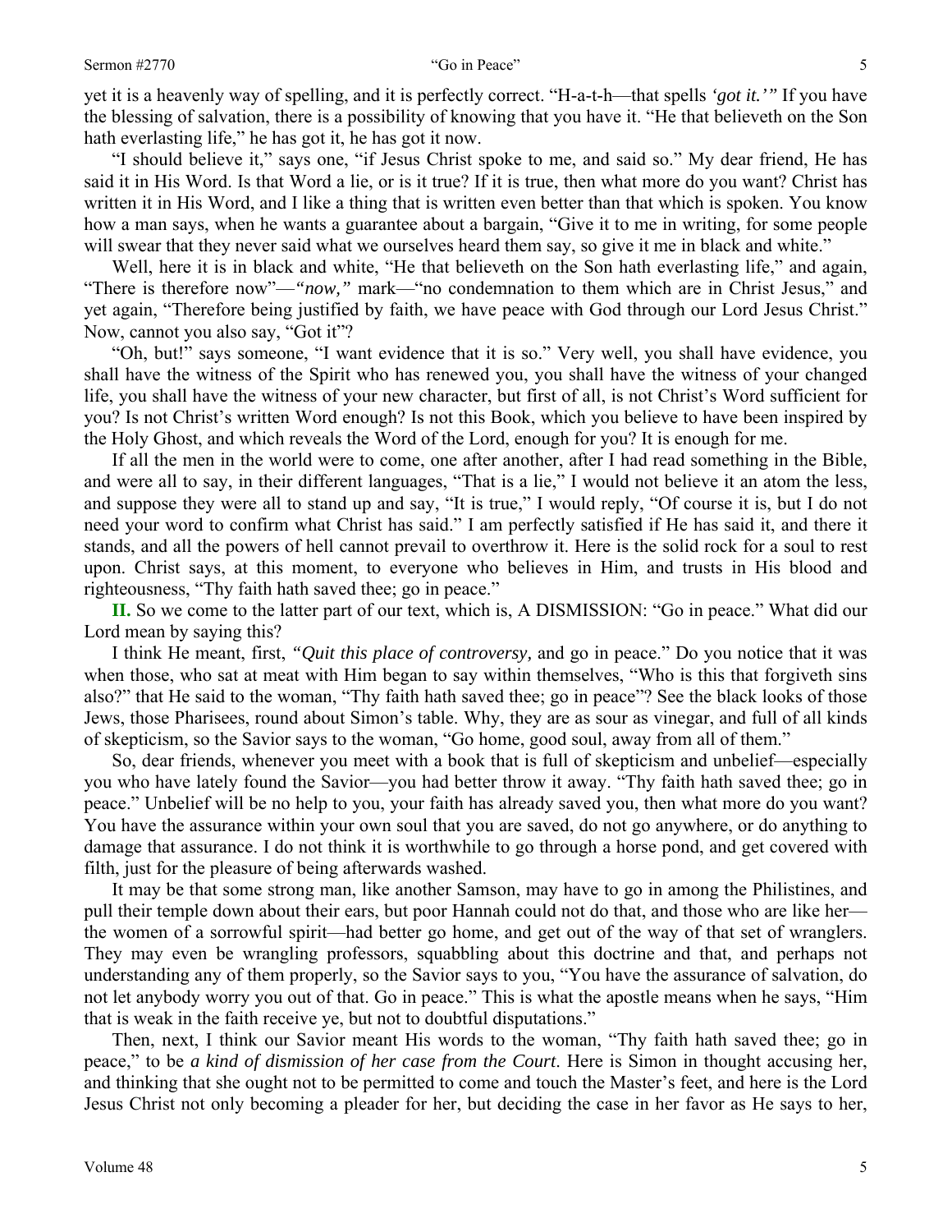yet it is a heavenly way of spelling, and it is perfectly correct. "H-a-t-h—that spells *'got it.'"* If you have the blessing of salvation, there is a possibility of knowing that you have it. "He that believeth on the Son hath everlasting life," he has got it, he has got it now.

"I should believe it," says one, "if Jesus Christ spoke to me, and said so." My dear friend, He has said it in His Word. Is that Word a lie, or is it true? If it is true, then what more do you want? Christ has written it in His Word, and I like a thing that is written even better than that which is spoken. You know how a man says, when he wants a guarantee about a bargain, "Give it to me in writing, for some people will swear that they never said what we ourselves heard them say, so give it me in black and white."

Well, here it is in black and white, "He that believeth on the Son hath everlasting life," and again, "There is therefore now"—*"now,"* mark—"no condemnation to them which are in Christ Jesus," and yet again, "Therefore being justified by faith, we have peace with God through our Lord Jesus Christ." Now, cannot you also say, "Got it"?

"Oh, but!" says someone, "I want evidence that it is so." Very well, you shall have evidence, you shall have the witness of the Spirit who has renewed you, you shall have the witness of your changed life, you shall have the witness of your new character, but first of all, is not Christ's Word sufficient for you? Is not Christ's written Word enough? Is not this Book, which you believe to have been inspired by the Holy Ghost, and which reveals the Word of the Lord, enough for you? It is enough for me.

If all the men in the world were to come, one after another, after I had read something in the Bible, and were all to say, in their different languages, "That is a lie," I would not believe it an atom the less, and suppose they were all to stand up and say, "It is true," I would reply, "Of course it is, but I do not need your word to confirm what Christ has said." I am perfectly satisfied if He has said it, and there it stands, and all the powers of hell cannot prevail to overthrow it. Here is the solid rock for a soul to rest upon. Christ says, at this moment, to everyone who believes in Him, and trusts in His blood and righteousness, "Thy faith hath saved thee; go in peace."

**II.** So we come to the latter part of our text, which is, A DISMISSION: "Go in peace." What did our Lord mean by saying this?

I think He meant, first, *"Quit this place of controversy,* and go in peace." Do you notice that it was when those, who sat at meat with Him began to say within themselves, "Who is this that forgiveth sins also?" that He said to the woman, "Thy faith hath saved thee; go in peace"? See the black looks of those Jews, those Pharisees, round about Simon's table. Why, they are as sour as vinegar, and full of all kinds of skepticism, so the Savior says to the woman, "Go home, good soul, away from all of them."

So, dear friends, whenever you meet with a book that is full of skepticism and unbelief—especially you who have lately found the Savior—you had better throw it away. "Thy faith hath saved thee; go in peace." Unbelief will be no help to you, your faith has already saved you, then what more do you want? You have the assurance within your own soul that you are saved, do not go anywhere, or do anything to damage that assurance. I do not think it is worthwhile to go through a horse pond, and get covered with filth, just for the pleasure of being afterwards washed.

It may be that some strong man, like another Samson, may have to go in among the Philistines, and pull their temple down about their ears, but poor Hannah could not do that, and those who are like her—the women of a sorrowful spirit—had better go home, and get out of the way of that set of wranglers. They may even be wrangling professors, squabbling about this doctrine and that, and perhaps not understanding any of them properly, so the Savior says to you, "You have the assurance of salvation, do not let anybody worry you out of that. Go in peace." This is what the apostle means when he says, "Him that is weak in the faith receive ye, but not to doubtful disputations."

Then, next, I think our Savior meant His words to the woman, "Thy faith hath saved thee; go in peace," to be *a kind of dismission of her case from the Court*. Here is Simon in thought accusing her, and thinking that she ought not to be permitted to come and touch the Master's feet, and here is the Lord Jesus Christ not only becoming a pleader for her, but deciding the case in her favor as He says to her,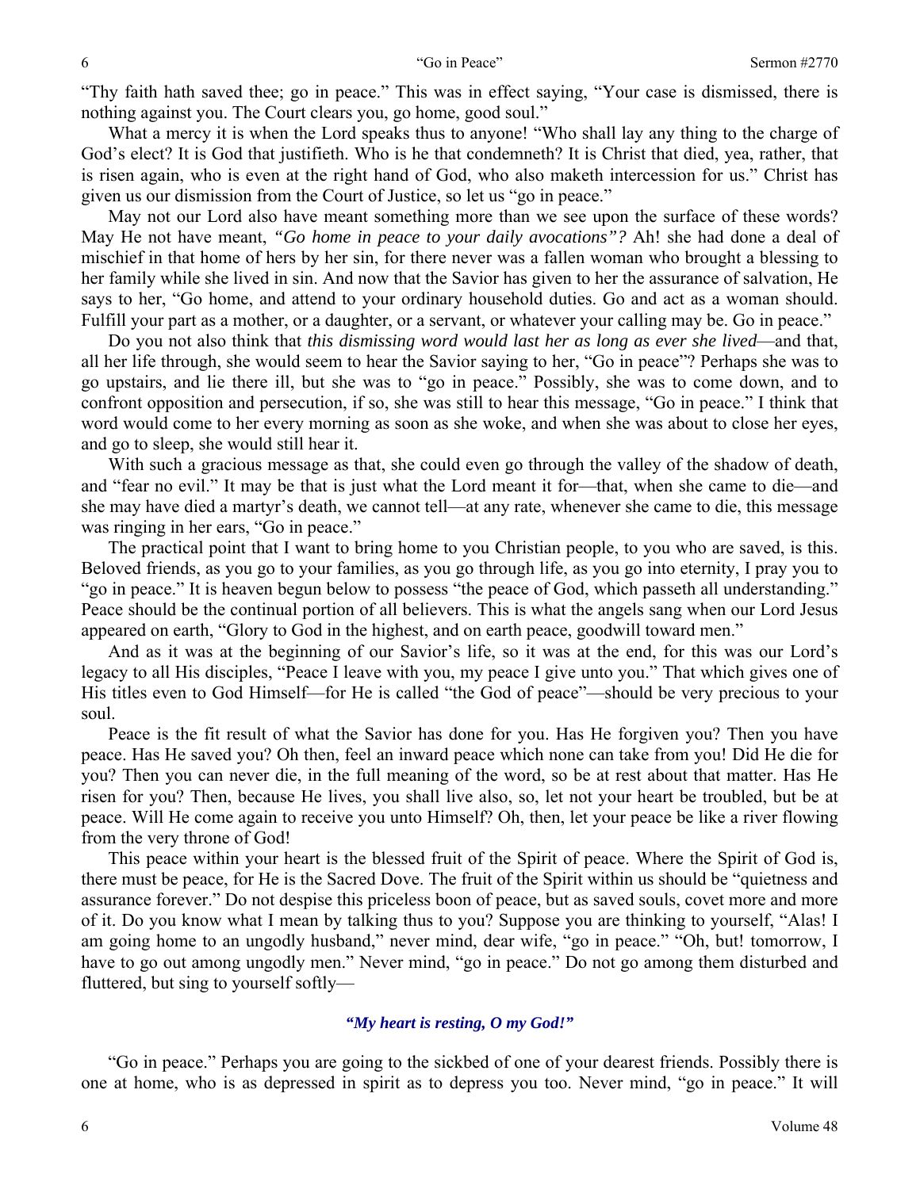"Thy faith hath saved thee; go in peace." This was in effect saying, "Your case is dismissed, there is nothing against you. The Court clears you, go home, good soul."

What a mercy it is when the Lord speaks thus to anyone! "Who shall lay any thing to the charge of God's elect? It is God that justifieth. Who is he that condemneth? It is Christ that died, yea, rather, that is risen again, who is even at the right hand of God, who also maketh intercession for us." Christ has given us our dismission from the Court of Justice, so let us "go in peace."

May not our Lord also have meant something more than we see upon the surface of these words? May He not have meant, *"Go home in peace to your daily avocations"?* Ah! she had done a deal of mischief in that home of hers by her sin, for there never was a fallen woman who brought a blessing to her family while she lived in sin. And now that the Savior has given to her the assurance of salvation, He says to her, "Go home, and attend to your ordinary household duties. Go and act as a woman should. Fulfill your part as a mother, or a daughter, or a servant, or whatever your calling may be. Go in peace."

Do you not also think that *this dismissing word would last her as long as ever she lived*—and that, all her life through, she would seem to hear the Savior saying to her, "Go in peace"? Perhaps she was to go upstairs, and lie there ill, but she was to "go in peace." Possibly, she was to come down, and to confront opposition and persecution, if so, she was still to hear this message, "Go in peace." I think that word would come to her every morning as soon as she woke, and when she was about to close her eyes, and go to sleep, she would still hear it.

With such a gracious message as that, she could even go through the valley of the shadow of death, and "fear no evil." It may be that is just what the Lord meant it for—that, when she came to die—and she may have died a martyr's death, we cannot tell—at any rate, whenever she came to die, this message was ringing in her ears, "Go in peace."

The practical point that I want to bring home to you Christian people, to you who are saved, is this. Beloved friends, as you go to your families, as you go through life, as you go into eternity, I pray you to "go in peace." It is heaven begun below to possess "the peace of God, which passeth all understanding." Peace should be the continual portion of all believers. This is what the angels sang when our Lord Jesus appeared on earth, "Glory to God in the highest, and on earth peace, goodwill toward men."

And as it was at the beginning of our Savior's life, so it was at the end, for this was our Lord's legacy to all His disciples, "Peace I leave with you, my peace I give unto you." That which gives one of His titles even to God Himself—for He is called "the God of peace"—should be very precious to your soul.

Peace is the fit result of what the Savior has done for you. Has He forgiven you? Then you have peace. Has He saved you? Oh then, feel an inward peace which none can take from you! Did He die for you? Then you can never die, in the full meaning of the word, so be at rest about that matter. Has He risen for you? Then, because He lives, you shall live also, so, let not your heart be troubled, but be at peace. Will He come again to receive you unto Himself? Oh, then, let your peace be like a river flowing from the very throne of God!

This peace within your heart is the blessed fruit of the Spirit of peace. Where the Spirit of God is, there must be peace, for He is the Sacred Dove. The fruit of the Spirit within us should be "quietness and assurance forever." Do not despise this priceless boon of peace, but as saved souls, covet more and more of it. Do you know what I mean by talking thus to you? Suppose you are thinking to yourself, "Alas! I am going home to an ungodly husband," never mind, dear wife, "go in peace." "Oh, but! tomorrow, I have to go out among ungodly men." Never mind, "go in peace." Do not go among them disturbed and fluttered, but sing to yourself softly—

***"My heart is resting, O my God!"***

"Go in peace." Perhaps you are going to the sickbed of one of your dearest friends. Possibly there is one at home, who is as depressed in spirit as to depress you too. Never mind, "go in peace." It will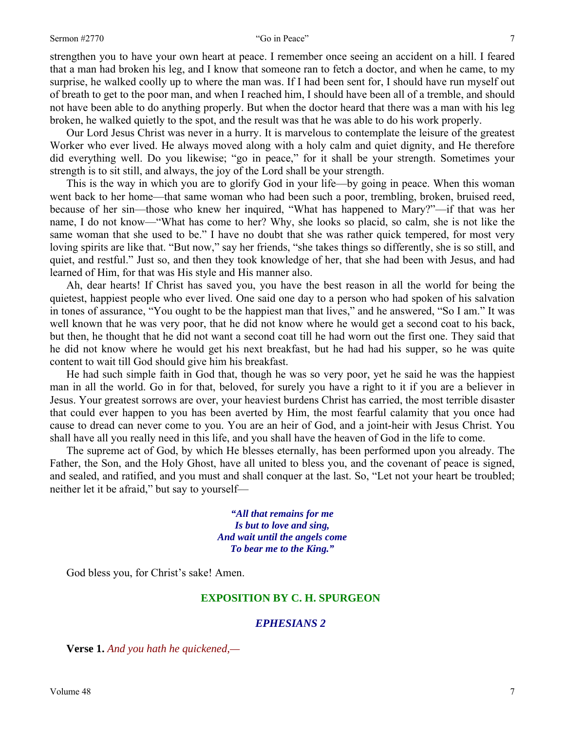strengthen you to have your own heart at peace. I remember once seeing an accident on a hill. I feared that a man had broken his leg, and I know that someone ran to fetch a doctor, and when he came, to my surprise, he walked coolly up to where the man was. If I had been sent for, I should have run myself out of breath to get to the poor man, and when I reached him, I should have been all of a tremble, and should not have been able to do anything properly. But when the doctor heard that there was a man with his leg broken, he walked quietly to the spot, and the result was that he was able to do his work properly.

Our Lord Jesus Christ was never in a hurry. It is marvelous to contemplate the leisure of the greatest Worker who ever lived. He always moved along with a holy calm and quiet dignity, and He therefore did everything well. Do you likewise; "go in peace," for it shall be your strength. Sometimes your strength is to sit still, and always, the joy of the Lord shall be your strength.

This is the way in which you are to glorify God in your life—by going in peace. When this woman went back to her home—that same woman who had been such a poor, trembling, broken, bruised reed, because of her sin—those who knew her inquired, "What has happened to Mary?"—if that was her name, I do not know—"What has come to her? Why, she looks so placid, so calm, she is not like the same woman that she used to be." I have no doubt that she was rather quick tempered, for most very loving spirits are like that. "But now," say her friends, "she takes things so differently, she is so still, and quiet, and restful." Just so, and then they took knowledge of her, that she had been with Jesus, and had learned of Him, for that was His style and His manner also.

Ah, dear hearts! If Christ has saved you, you have the best reason in all the world for being the quietest, happiest people who ever lived. One said one day to a person who had spoken of his salvation in tones of assurance, "You ought to be the happiest man that lives," and he answered, "So I am." It was well known that he was very poor, that he did not know where he would get a second coat to his back, but then, he thought that he did not want a second coat till he had worn out the first one. They said that he did not know where he would get his next breakfast, but he had had his supper, so he was quite content to wait till God should give him his breakfast.

He had such simple faith in God that, though he was so very poor, yet he said he was the happiest man in all the world. Go in for that, beloved, for surely you have a right to it if you are a believer in Jesus. Your greatest sorrows are over, your heaviest burdens Christ has carried, the most terrible disaster that could ever happen to you has been averted by Him, the most fearful calamity that you once had cause to dread can never come to you. You are an heir of God, and a joint-heir with Jesus Christ. You shall have all you really need in this life, and you shall have the heaven of God in the life to come.

The supreme act of God, by which He blesses eternally, has been performed upon you already. The Father, the Son, and the Holy Ghost, have all united to bless you, and the covenant of peace is signed, and sealed, and ratified, and you must and shall conquer at the last. So, "Let not your heart be troubled; neither let it be afraid," but say to yourself—

> ***"All that remains for me***
> ***Is but to love and sing,***
> ***And wait until the angels come***
> ***To bear me to the King."***

God bless you, for Christ's sake! Amen.

## EXPOSITION BY C. H. SPURGEON

### *EPHESIANS 2*

**Verse 1.** *And you hath he quickened,—*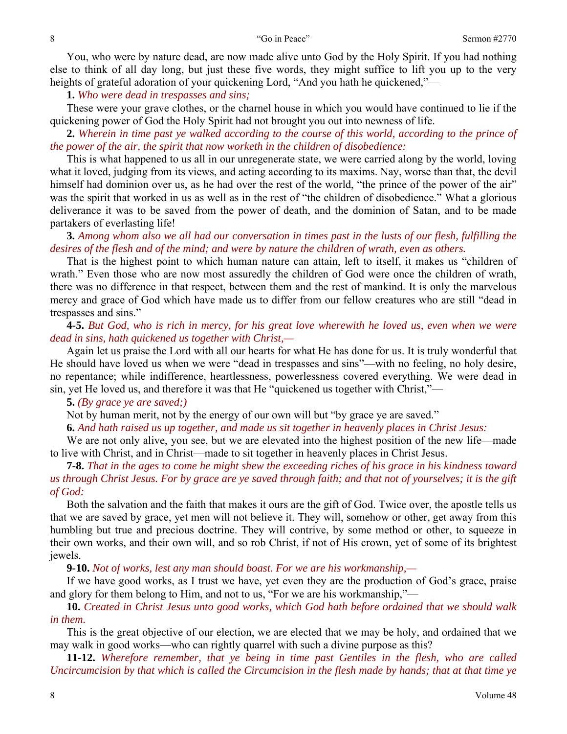You, who were by nature dead, are now made alive unto God by the Holy Spirit. If you had nothing else to think of all day long, but just these five words, they might suffice to lift you up to the very heights of grateful adoration of your quickening Lord, "And you hath he quickened,"—

**1.** *Who were dead in trespasses and sins;*

These were your grave clothes, or the charnel house in which you would have continued to lie if the quickening power of God the Holy Spirit had not brought you out into newness of life.

**2.** *Wherein in time past ye walked according to the course of this world, according to the prince of the power of the air, the spirit that now worketh in the children of disobedience:*

This is what happened to us all in our unregenerate state, we were carried along by the world, loving what it loved, judging from its views, and acting according to its maxims. Nay, worse than that, the devil himself had dominion over us, as he had over the rest of the world, "the prince of the power of the air" was the spirit that worked in us as well as in the rest of "the children of disobedience." What a glorious deliverance it was to be saved from the power of death, and the dominion of Satan, and to be made partakers of everlasting life!

**3.** *Among whom also we all had our conversation in times past in the lusts of our flesh, fulfilling the desires of the flesh and of the mind; and were by nature the children of wrath, even as others.*

That is the highest point to which human nature can attain, left to itself, it makes us "children of wrath." Even those who are now most assuredly the children of God were once the children of wrath, there was no difference in that respect, between them and the rest of mankind. It is only the marvelous mercy and grace of God which have made us to differ from our fellow creatures who are still "dead in trespasses and sins."

**4-5.** *But God, who is rich in mercy, for his great love wherewith he loved us, even when we were dead in sins, hath quickened us together with Christ,—*

Again let us praise the Lord with all our hearts for what He has done for us. It is truly wonderful that He should have loved us when we were "dead in trespasses and sins"—with no feeling, no holy desire, no repentance; while indifference, heartlessness, powerlessness covered everything. We were dead in sin, yet He loved us, and therefore it was that He "quickened us together with Christ,"—

**5.** *(By grace ye are saved;)*

Not by human merit, not by the energy of our own will but "by grace ye are saved."

**6.** *And hath raised us up together, and made us sit together in heavenly places in Christ Jesus:*

We are not only alive, you see, but we are elevated into the highest position of the new life—made to live with Christ, and in Christ—made to sit together in heavenly places in Christ Jesus.

**7-8.** *That in the ages to come he might shew the exceeding riches of his grace in his kindness toward us through Christ Jesus. For by grace are ye saved through faith; and that not of yourselves; it is the gift of God:*

Both the salvation and the faith that makes it ours are the gift of God. Twice over, the apostle tells us that we are saved by grace, yet men will not believe it. They will, somehow or other, get away from this humbling but true and precious doctrine. They will contrive, by some method or other, to squeeze in their own works, and their own will, and so rob Christ, if not of His crown, yet of some of its brightest jewels.

**9-10.** *Not of works, lest any man should boast. For we are his workmanship,—*

If we have good works, as I trust we have, yet even they are the production of God's grace, praise and glory for them belong to Him, and not to us, "For we are his workmanship,"—

**10.** *Created in Christ Jesus unto good works, which God hath before ordained that we should walk in them.*

This is the great objective of our election, we are elected that we may be holy, and ordained that we may walk in good works—who can rightly quarrel with such a divine purpose as this?

**11-12.** *Wherefore remember, that ye being in time past Gentiles in the flesh, who are called Uncircumcision by that which is called the Circumcision in the flesh made by hands; that at that time ye*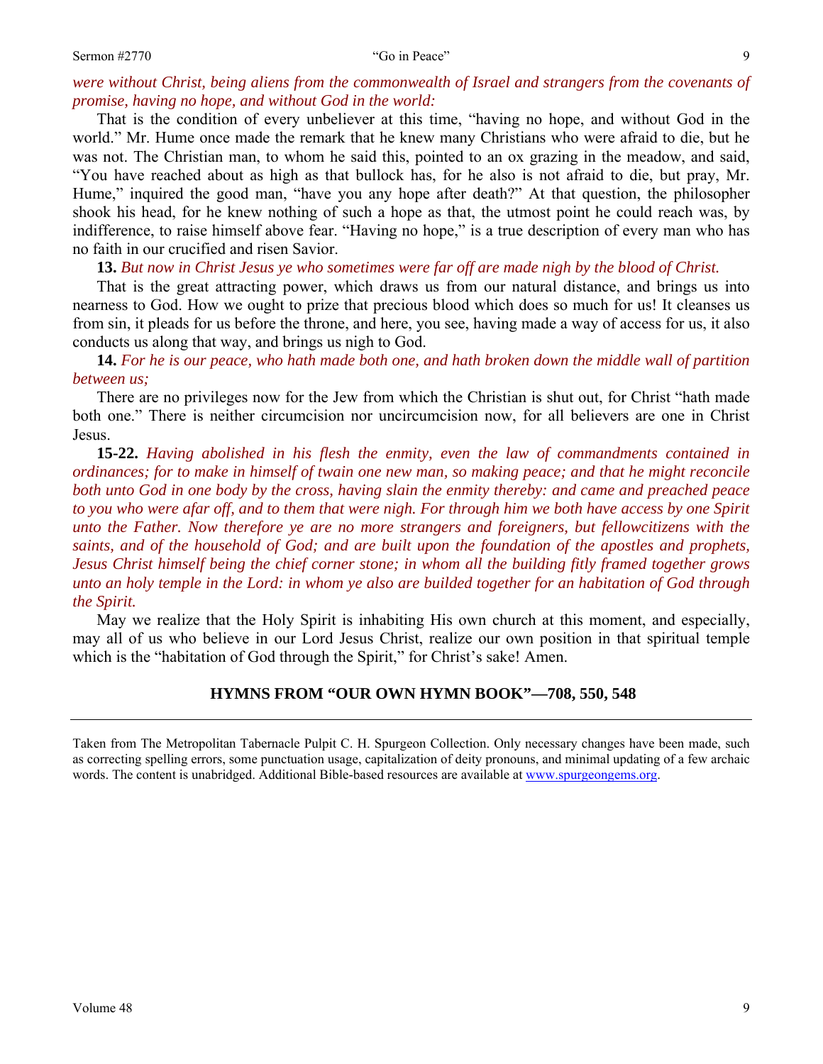*were without Christ, being aliens from the commonwealth of Israel and strangers from the covenants of promise, having no hope, and without God in the world:*

That is the condition of every unbeliever at this time, "having no hope, and without God in the world." Mr. Hume once made the remark that he knew many Christians who were afraid to die, but he was not. The Christian man, to whom he said this, pointed to an ox grazing in the meadow, and said, "You have reached about as high as that bullock has, for he also is not afraid to die, but pray, Mr. Hume," inquired the good man, "have you any hope after death?" At that question, the philosopher shook his head, for he knew nothing of such a hope as that, the utmost point he could reach was, by indifference, to raise himself above fear. "Having no hope," is a true description of every man who has no faith in our crucified and risen Savior.

**13.** *But now in Christ Jesus ye who sometimes were far off are made nigh by the blood of Christ.*

That is the great attracting power, which draws us from our natural distance, and brings us into nearness to God. How we ought to prize that precious blood which does so much for us! It cleanses us from sin, it pleads for us before the throne, and here, you see, having made a way of access for us, it also conducts us along that way, and brings us nigh to God.

**14.** *For he is our peace, who hath made both one, and hath broken down the middle wall of partition between us;*

There are no privileges now for the Jew from which the Christian is shut out, for Christ "hath made both one." There is neither circumcision nor uncircumcision now, for all believers are one in Christ Jesus.

**15-22.** *Having abolished in his flesh the enmity, even the law of commandments contained in ordinances; for to make in himself of twain one new man, so making peace; and that he might reconcile both unto God in one body by the cross, having slain the enmity thereby: and came and preached peace to you who were afar off, and to them that were nigh. For through him we both have access by one Spirit unto the Father. Now therefore ye are no more strangers and foreigners, but fellowcitizens with the saints, and of the household of God; and are built upon the foundation of the apostles and prophets, Jesus Christ himself being the chief corner stone; in whom all the building fitly framed together grows unto an holy temple in the Lord: in whom ye also are builded together for an habitation of God through the Spirit.*

May we realize that the Holy Spirit is inhabiting His own church at this moment, and especially, may all of us who believe in our Lord Jesus Christ, realize our own position in that spiritual temple which is the "habitation of God through the Spirit," for Christ's sake! Amen.

**HYMNS FROM "OUR OWN HYMN BOOK"—708, 550, 548**

---

Taken from The Metropolitan Tabernacle Pulpit C. H. Spurgeon Collection. Only necessary changes have been made, such as correcting spelling errors, some punctuation usage, capitalization of deity pronouns, and minimal updating of a few archaic words. The content is unabridged. Additional Bible-based resources are available at www.spurgeongems.org.